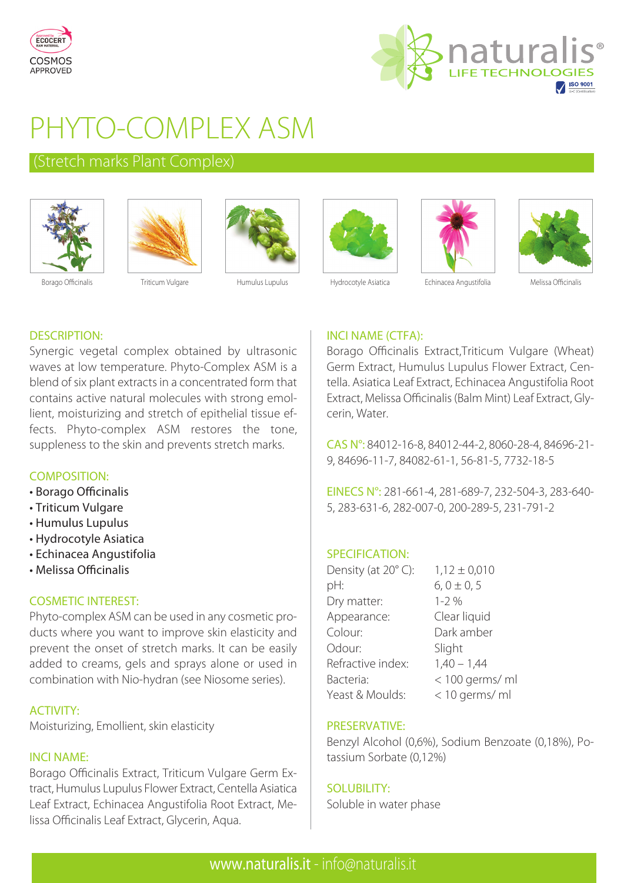COSMOS APPROVED

naturalis® LIFE TECHNOLOGIES

# PHYTO-COMPLEX ASM

## (Stretch marks Plant Complex)

Borago Officinalis | Triticum Vulgare | Humulus Lupulus | Hydrocotyle Asiatica | Echinacea Angustifolia | Melissa Officinalis

### DESCRIPTION:

Synergic vegetal complex obtained by ultrasonic waves at low temperature. Phyto-Complex ASM is a blend of six plant extracts in a concentrated form that contains active natural molecules with strong emollient, moisturizing and stretch of epithelial tissue effects. Phyto-complex ASM restores the tone, suppleness to the skin and prevents stretch marks.

### COMPOSITION:

- Borago Officinalis
- Triticum Vulgare
- Humulus Lupulus
- Hydrocotyle Asiatica
- Echinacea Angustifolia
- Melissa Officinalis

### COSMETIC INTEREST:

Phyto-complex ASM can be used in any cosmetic products where you want to improve skin elasticity and prevent the onset of stretch marks. It can be easily added to creams, gels and sprays alone or used in combination with Nio-hydran (see Niosome series).

### ACTIVITY:

Moisturizing, Emollient, skin elasticity

### INCI NAME:

Borago Officinalis Extract, Triticum Vulgare Germ Extract, Humulus Lupulus Flower Extract, Centella Asiatica Leaf Extract, Echinacea Angustifolia Root Extract, Melissa Officinalis Leaf Extract, Glycerin, Aqua.

### INCI NAME (CTFA):

Borago Officinalis Extract,Triticum Vulgare (Wheat) Germ Extract, Humulus Lupulus Flower Extract, Centella. Asiatica Leaf Extract, Echinacea Angustifolia Root Extract, Melissa Officinalis (Balm Mint) Leaf Extract, Glycerin, Water.

**CAS N°:** 84012-16-8, 84012-44-2, 8060-28-4, 84696-21-9, 84696-11-7, 84082-61-1, 56-81-5, 7732-18-5

**EINECS N°:** 281-661-4, 281-689-7, 232-504-3, 283-640-5, 283-631-6, 282-007-0, 200-289-5, 231-791-2

### SPECIFICATION:

| | |
|---|---|
| Density (at 20° C): | 1,12 ± 0,010 |
| pH: | 6, 0 ± 0, 5 |
| Dry matter: | 1-2 % |
| Appearance: | Clear liquid |
| Colour: | Dark amber |
| Odour: | Slight |
| Refractive index: | 1,40 – 1,44 |
| Bacteria: | < 100 germs/ ml |
| Yeast & Moulds: | < 10 germs/ ml |

### PRESERVATIVE:

Benzyl Alcohol (0,6%), Sodium Benzoate (0,18%), Potassium Sorbate (0,12%)

### SOLUBILITY:

Soluble in water phase

www.naturalis.it - info@naturalis.it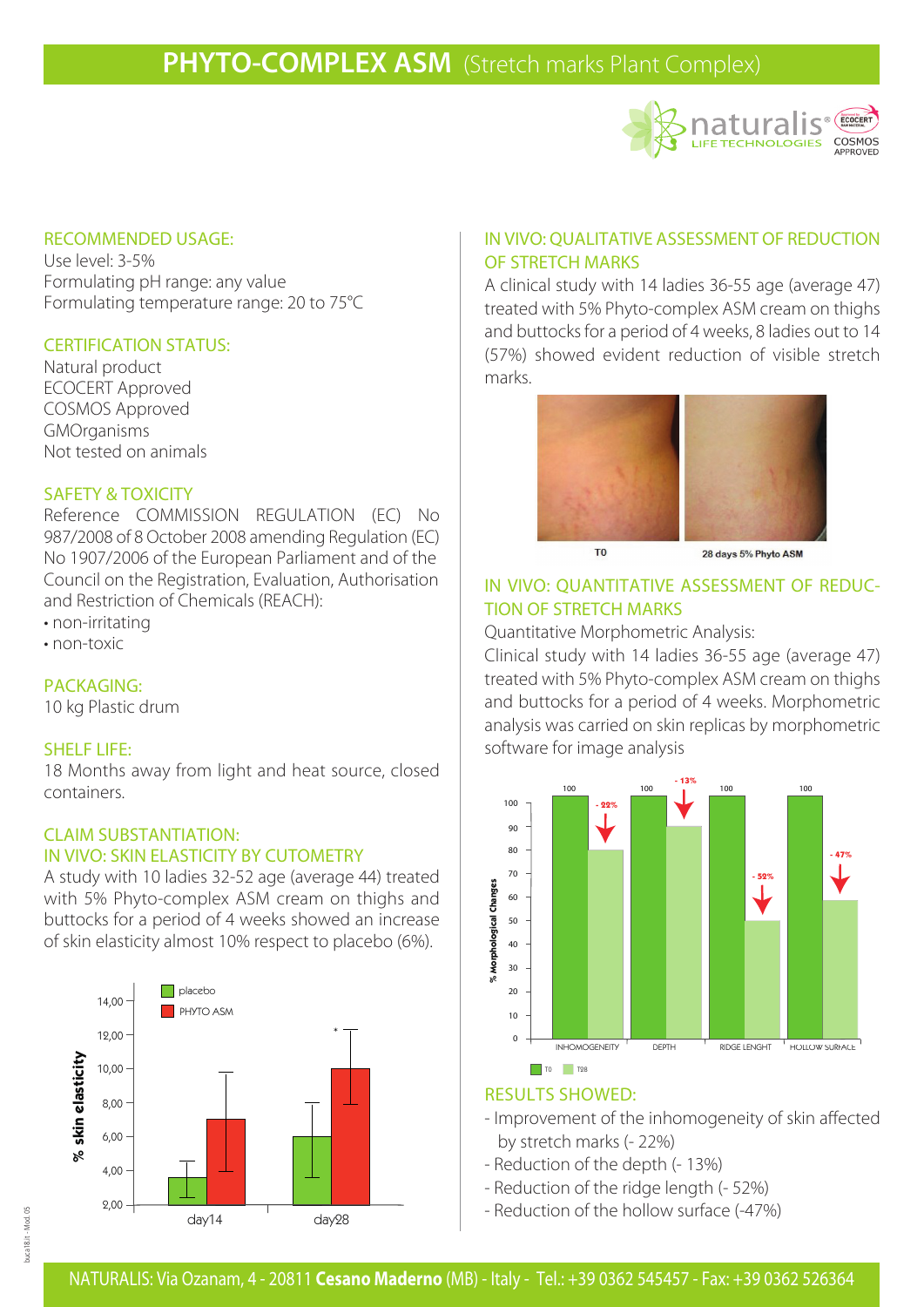# PHYTO-COMPLEX ASM (Stretch marks Plant Complex)

naturalis® LIFE TECHNOLOGIES

ECOCERT COSMOS APPROVED

## RECOMMENDED USAGE:

Use level: 3-5%
Formulating pH range: any value
Formulating temperature range: 20 to 75°C

## CERTIFICATION STATUS:

Natural product
ECOCERT Approved
COSMOS Approved
GMOrganisms
Not tested on animals

## SAFETY & TOXICITY

Reference COMMISSION REGULATION (EC) No 987/2008 of 8 October 2008 amending Regulation (EC) No 1907/2006 of the European Parliament and of the Council on the Registration, Evaluation, Authorisation and Restriction of Chemicals (REACH):

- non-irritating
- non-toxic

## PACKAGING:

10 kg Plastic drum

## SHELF LIFE:

18 Months away from light and heat source, closed containers.

## CLAIM SUBSTANTIATION:

## IN VIVO: SKIN ELASTICITY BY CUTOMETRY

A study with 10 ladies 32-52 age (average 44) treated with 5% Phyto-complex ASM cream on thighs and buttocks for a period of 4 weeks showed an increase of skin elasticity almost 10% respect to placebo (6%).

placebo
PHYTO ASM
% skin elasticity
14,00
12,00
10,00
8,00
6,00
4,00
2,00
*
day14
day28

## IN VIVO: QUALITATIVE ASSESSMENT OF REDUCTION OF STRETCH MARKS

A clinical study with 14 ladies 36-55 age (average 47) treated with 5% Phyto-complex ASM cream on thighs and buttocks for a period of 4 weeks, 8 ladies out to 14 (57%) showed evident reduction of visible stretch marks.

T0
28 days 5% Phyto ASM

## IN VIVO: QUANTITATIVE ASSESSMENT OF REDUCTION OF STRETCH MARKS

Quantitative Morphometric Analysis:
Clinical study with 14 ladies 36-55 age (average 47) treated with 5% Phyto-complex ASM cream on thighs and buttocks for a period of 4 weeks. Morphometric analysis was carried on skin replicas by morphometric software for image analysis

% Morphological Changes
100
90
80
70
60
50
40
30
20
10
0
100
- 22%
100
- 13%
100
- 52%
100
- 47%
INHOMOGENEITY
DEPTH
RIDGE LENGHT
HOLLOW SURFACE
T0
T28

## RESULTS SHOWED:

- Improvement of the inhomogeneity of skin affected by stretch marks (- 22%)
- Reduction of the depth (- 13%)
- Reduction of the ridge length (- 52%)
- Reduction of the hollow surface (-47%)

NATURALIS: Via Ozanam, 4 - 20811 **Cesano Maderno** (MB) - Italy - Tel.: +39 0362 545457 - Fax: +39 0362 526364